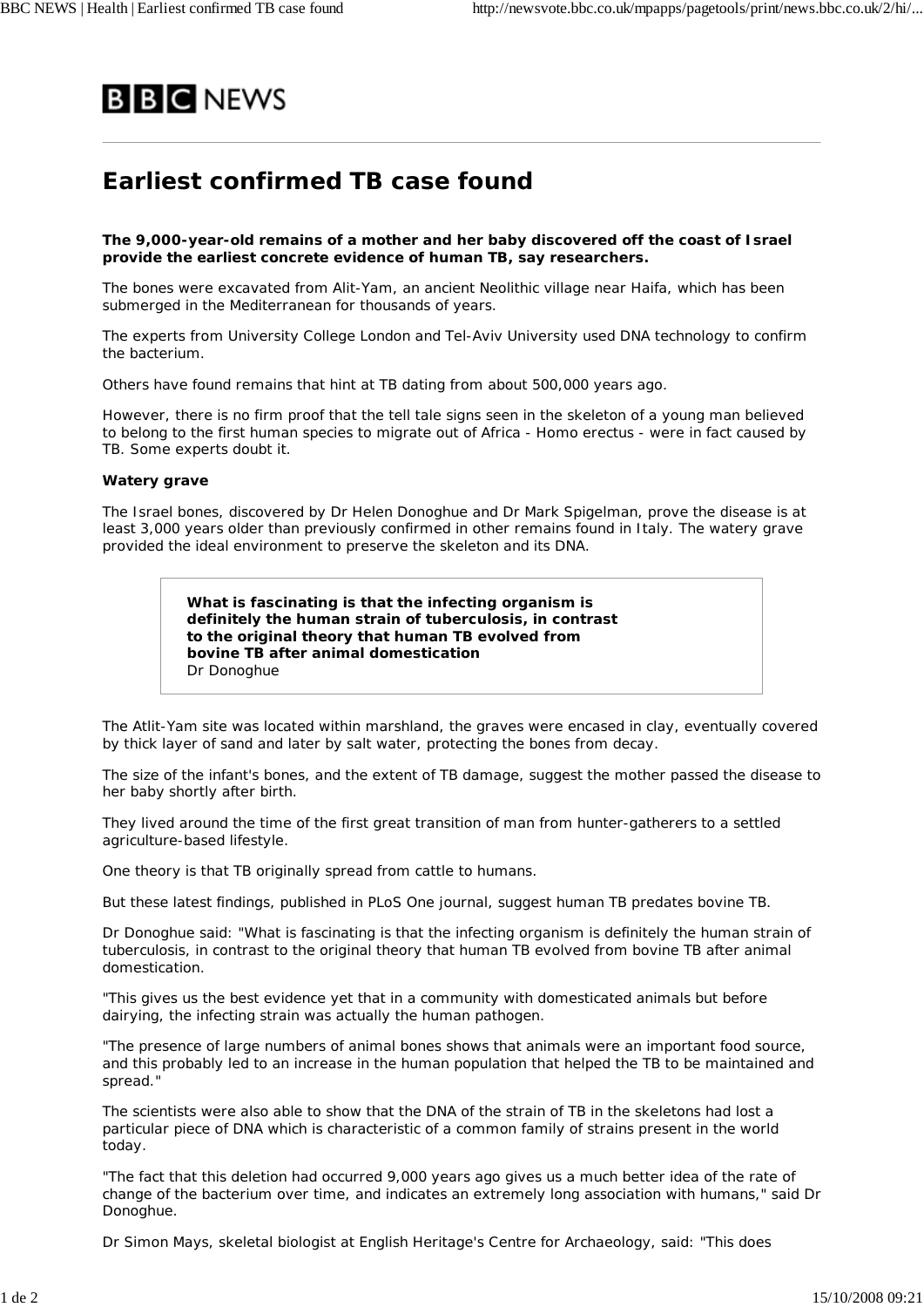# Earliest confirmed TB case found

**The 9,000-year-old remains of a mother and her baby discovered off the coast of Israel provide the earliest concrete evidence of human TB, say researchers.**

The bones were excavated from Alit-Yam, an ancient Neolithic village near Haifa, which has been submerged in the Mediterranean for thousands of years.

The experts from University College London and Tel-Aviv University used DNA technology to confirm the bacterium.

Others have found remains that hint at TB dating from about 500,000 years ago.

However, there is no firm proof that the tell tale signs seen in the skeleton of a young man believed to belong to the first human species to migrate out of Africa - Homo erectus - were in fact caused by TB. Some experts doubt it.

**Watery grave**

The Israel bones, discovered by Dr Helen Donoghue and Dr Mark Spigelman, prove the disease is at least 3,000 years older than previously confirmed in other remains found in Italy. The watery grave provided the ideal environment to preserve the skeleton and its DNA.

> **What is fascinating is that the infecting organism is definitely the human strain of tuberculosis, in contrast to the original theory that human TB evolved from bovine TB after animal domestication**
> Dr Donoghue

The Atlit-Yam site was located within marshland, the graves were encased in clay, eventually covered by thick layer of sand and later by salt water, protecting the bones from decay.

The size of the infant's bones, and the extent of TB damage, suggest the mother passed the disease to her baby shortly after birth.

They lived around the time of the first great transition of man from hunter-gatherers to a settled agriculture-based lifestyle.

One theory is that TB originally spread from cattle to humans.

But these latest findings, published in PLoS One journal, suggest human TB predates bovine TB.

Dr Donoghue said: "What is fascinating is that the infecting organism is definitely the human strain of tuberculosis, in contrast to the original theory that human TB evolved from bovine TB after animal domestication.

"This gives us the best evidence yet that in a community with domesticated animals but before dairying, the infecting strain was actually the human pathogen.

"The presence of large numbers of animal bones shows that animals were an important food source, and this probably led to an increase in the human population that helped the TB to be maintained and spread."

The scientists were also able to show that the DNA of the strain of TB in the skeletons had lost a particular piece of DNA which is characteristic of a common family of strains present in the world today.

"The fact that this deletion had occurred 9,000 years ago gives us a much better idea of the rate of change of the bacterium over time, and indicates an extremely long association with humans," said Dr Donoghue.

Dr Simon Mays, skeletal biologist at English Heritage's Centre for Archaeology, said: "This does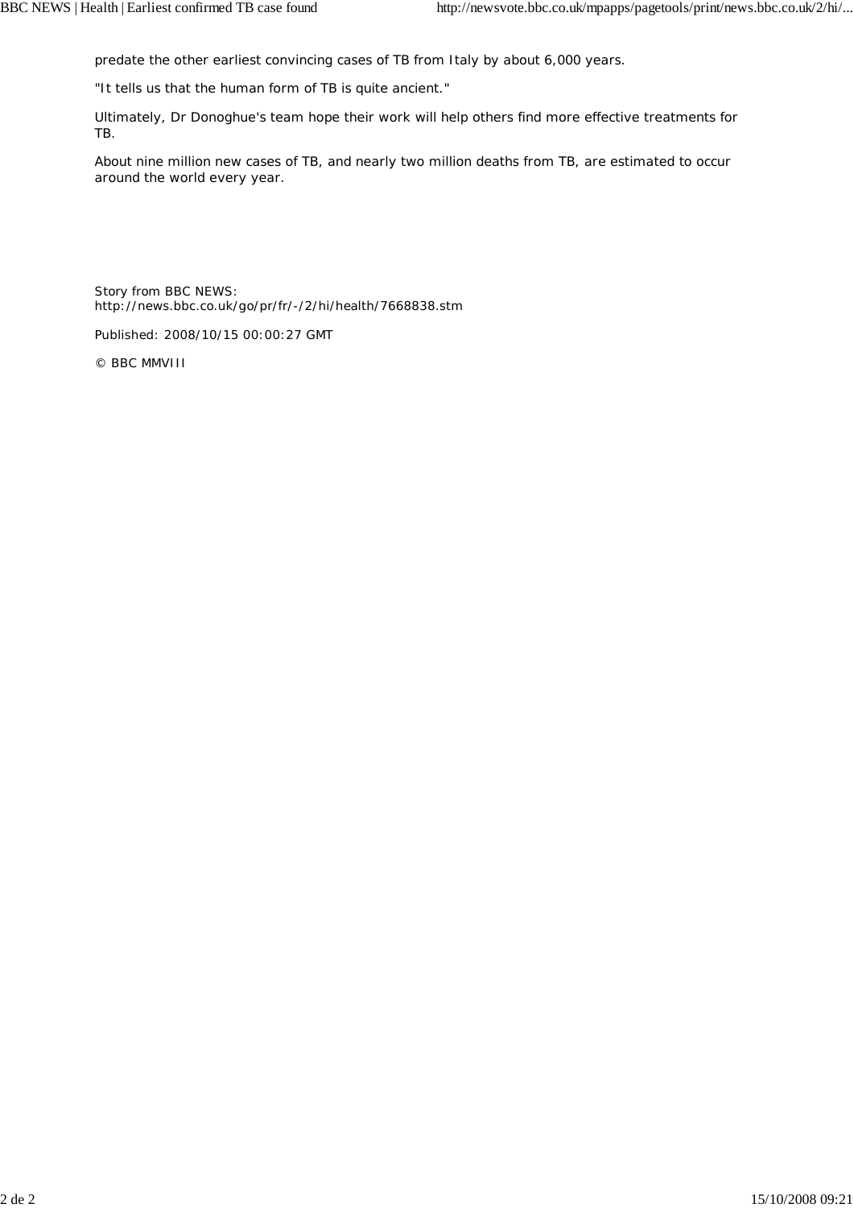predate the other earliest convincing cases of TB from Italy by about 6,000 years.

"It tells us that the human form of TB is quite ancient."

Ultimately, Dr Donoghue's team hope their work will help others find more effective treatments for TB.

About nine million new cases of TB, and nearly two million deaths from TB, are estimated to occur around the world every year.

Story from BBC NEWS:
http://news.bbc.co.uk/go/pr/fr/-/2/hi/health/7668838.stm

Published: 2008/10/15 00:00:27 GMT

© BBC MMVIII